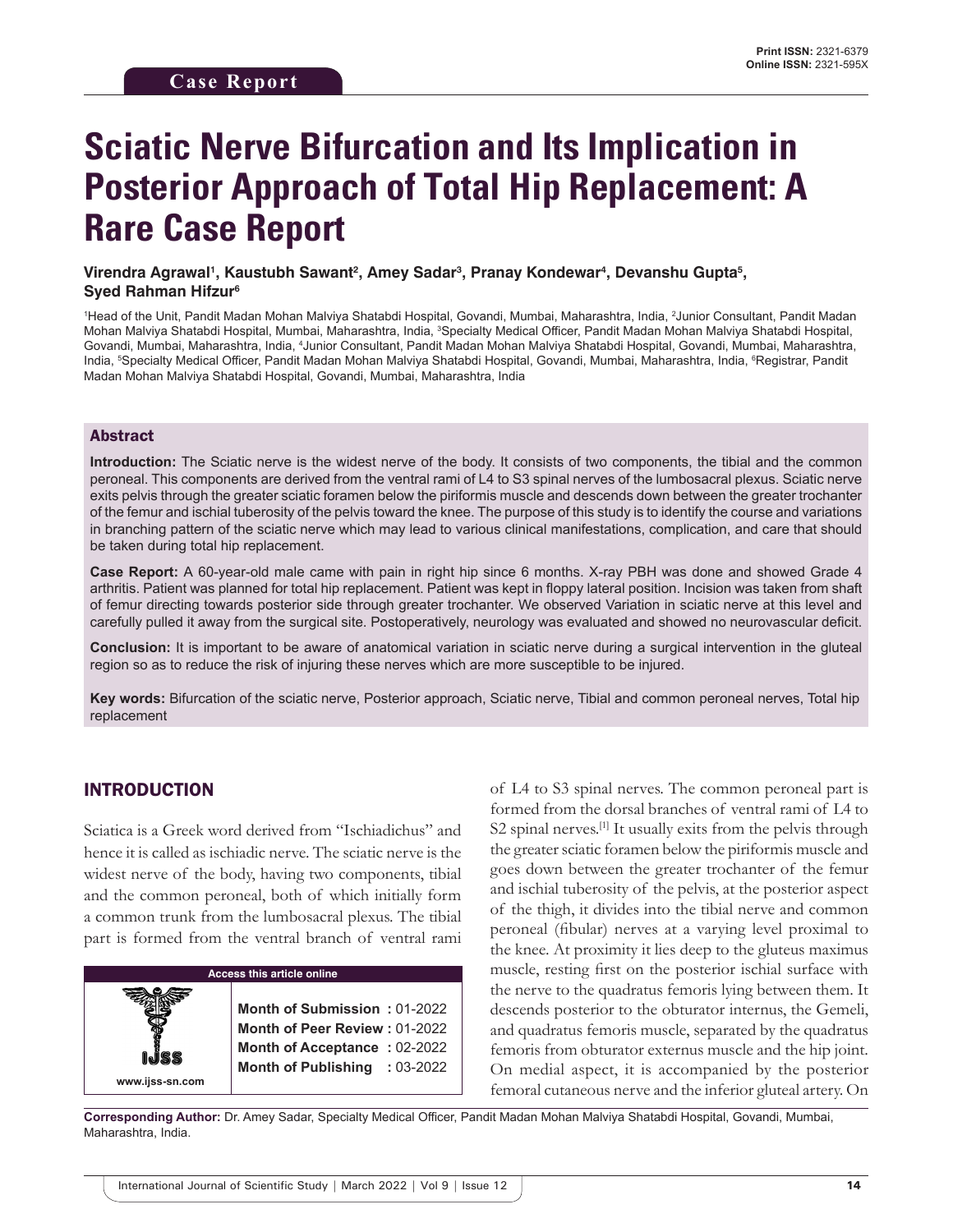Case Report

Print ISSN: 2321-6379
Online ISSN: 2321-595X

# Sciatic Nerve Bifurcation and Its Implication in Posterior Approach of Total Hip Replacement: A Rare Case Report

**Virendra Agrawal[1], Kaustubh Sawant[2], Amey Sadar[3], Pranay Kondewar[4], Devanshu Gupta[5], Syed Rahman Hifzur[6]**

[1]Head of the Unit, Pandit Madan Mohan Malviya Shatabdi Hospital, Govandi, Mumbai, Maharashtra, India, [2]Junior Consultant, Pandit Madan Mohan Malviya Shatabdi Hospital, Mumbai, Maharashtra, India, [3]Specialty Medical Officer, Pandit Madan Mohan Malviya Shatabdi Hospital, Govandi, Mumbai, Maharashtra, India, [4]Junior Consultant, Pandit Madan Mohan Malviya Shatabdi Hospital, Govandi, Mumbai, Maharashtra, India, [5]Specialty Medical Officer, Pandit Madan Mohan Malviya Shatabdi Hospital, Govandi, Mumbai, Maharashtra, India, [6]Registrar, Pandit Madan Mohan Malviya Shatabdi Hospital, Govandi, Mumbai, Maharashtra, India

## Abstract

**Introduction:** The Sciatic nerve is the widest nerve of the body. It consists of two components, the tibial and the common peroneal. This components are derived from the ventral rami of L4 to S3 spinal nerves of the lumbosacral plexus. Sciatic nerve exits pelvis through the greater sciatic foramen below the piriformis muscle and descends down between the greater trochanter of the femur and ischial tuberosity of the pelvis toward the knee. The purpose of this study is to identify the course and variations in branching pattern of the sciatic nerve which may lead to various clinical manifestations, complication, and care that should be taken during total hip replacement.

**Case Report:** A 60-year-old male came with pain in right hip since 6 months. X-ray PBH was done and showed Grade 4 arthritis. Patient was planned for total hip replacement. Patient was kept in floppy lateral position. Incision was taken from shaft of femur directing towards posterior side through greater trochanter. We observed Variation in sciatic nerve at this level and carefully pulled it away from the surgical site. Postoperatively, neurology was evaluated and showed no neurovascular deficit.

**Conclusion:** It is important to be aware of anatomical variation in sciatic nerve during a surgical intervention in the gluteal region so as to reduce the risk of injuring these nerves which are more susceptible to be injured.

**Key words:** Bifurcation of the sciatic nerve, Posterior approach, Sciatic nerve, Tibial and common peroneal nerves, Total hip replacement

## INTRODUCTION

Sciatica is a Greek word derived from "Ischiadichus" and hence it is called as ischiadic nerve. The sciatic nerve is the widest nerve of the body, having two components, tibial and the common peroneal, both of which initially form a common trunk from the lumbosacral plexus. The tibial part is formed from the ventral branch of ventral rami of L4 to S3 spinal nerves. The common peroneal part is formed from the dorsal branches of ventral rami of L4 to S2 spinal nerves.[1] It usually exits from the pelvis through the greater sciatic foramen below the piriformis muscle and goes down between the greater trochanter of the femur and ischial tuberosity of the pelvis, at the posterior aspect of the thigh, it divides into the tibial nerve and common peroneal (fibular) nerves at a varying level proximal to the knee. At proximity it lies deep to the gluteus maximus muscle, resting first on the posterior ischial surface with the nerve to the quadratus femoris lying between them. It descends posterior to the obturator internus, the Gemeli, and quadratus femoris muscle, separated by the quadratus femoris from obturator externus muscle and the hip joint. On medial aspect, it is accompanied by the posterior femoral cutaneous nerve and the inferior gluteal artery. On

| Access this article online | |
|---|---|
| IJSS www.ijss-sn.com | **Month of Submission :** 01-2022 |
| | **Month of Peer Review :** 01-2022 |
| | **Month of Acceptance :** 02-2022 |
| | **Month of Publishing :** 03-2022 |

**Corresponding Author:** Dr. Amey Sadar, Specialty Medical Officer, Pandit Madan Mohan Malviya Shatabdi Hospital, Govandi, Mumbai, Maharashtra, India.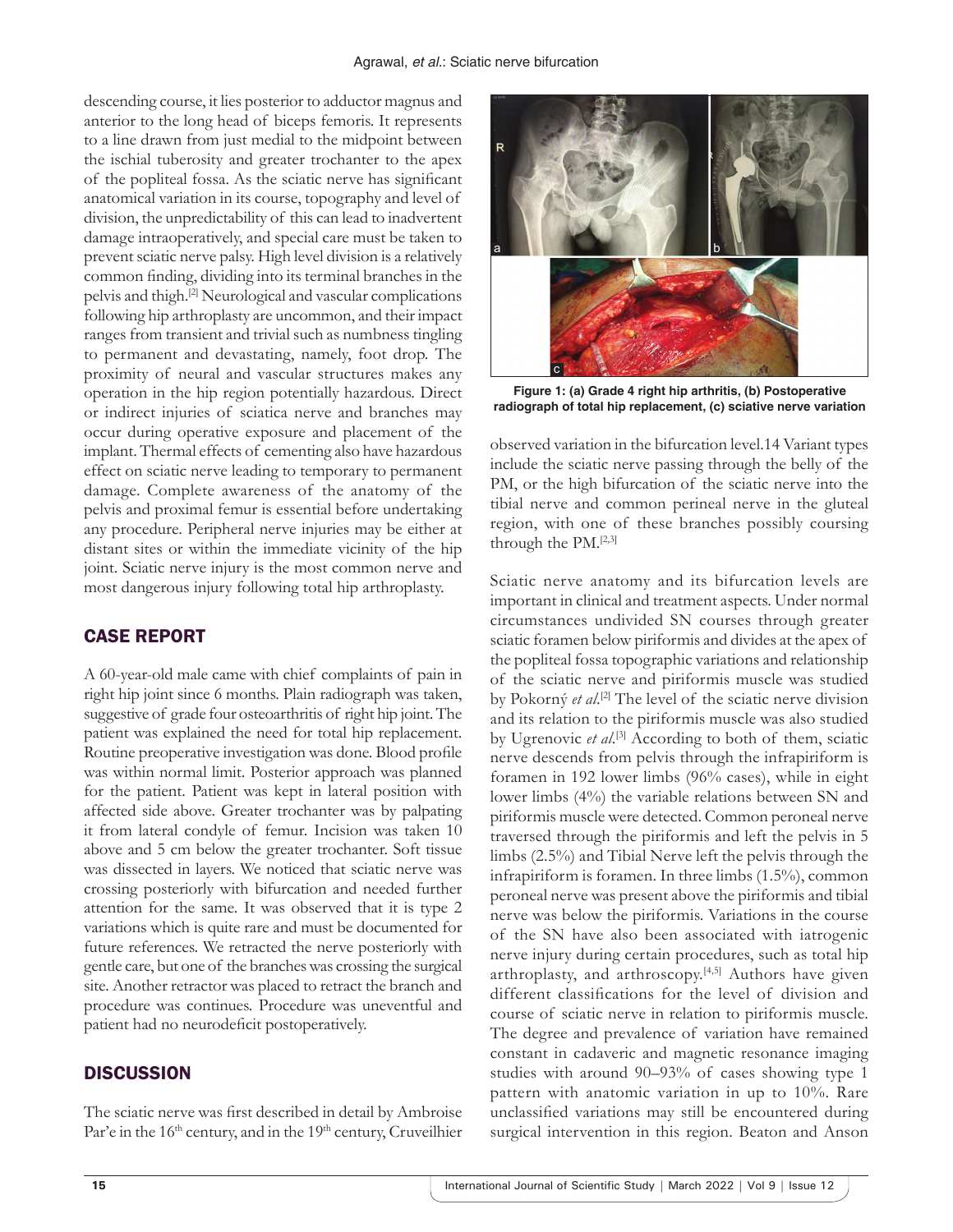descending course, it lies posterior to adductor magnus and anterior to the long head of biceps femoris. It represents to a line drawn from just medial to the midpoint between the ischial tuberosity and greater trochanter to the apex of the popliteal fossa. As the sciatic nerve has significant anatomical variation in its course, topography and level of division, the unpredictability of this can lead to inadvertent damage intraoperatively, and special care must be taken to prevent sciatic nerve palsy. High level division is a relatively common finding, dividing into its terminal branches in the pelvis and thigh.[2] Neurological and vascular complications following hip arthroplasty are uncommon, and their impact ranges from transient and trivial such as numbness tingling to permanent and devastating, namely, foot drop. The proximity of neural and vascular structures makes any operation in the hip region potentially hazardous. Direct or indirect injuries of sciatica nerve and branches may occur during operative exposure and placement of the implant. Thermal effects of cementing also have hazardous effect on sciatic nerve leading to temporary to permanent damage. Complete awareness of the anatomy of the pelvis and proximal femur is essential before undertaking any procedure. Peripheral nerve injuries may be either at distant sites or within the immediate vicinity of the hip joint. Sciatic nerve injury is the most common nerve and most dangerous injury following total hip arthroplasty.

## CASE REPORT

A 60-year-old male came with chief complaints of pain in right hip joint since 6 months. Plain radiograph was taken, suggestive of grade four osteoarthritis of right hip joint. The patient was explained the need for total hip replacement. Routine preoperative investigation was done. Blood profile was within normal limit. Posterior approach was planned for the patient. Patient was kept in lateral position with affected side above. Greater trochanter was by palpating it from lateral condyle of femur. Incision was taken 10 above and 5 cm below the greater trochanter. Soft tissue was dissected in layers. We noticed that sciatic nerve was crossing posteriorly with bifurcation and needed further attention for the same. It was observed that it is type 2 variations which is quite rare and must be documented for future references. We retracted the nerve posteriorly with gentle care, but one of the branches was crossing the surgical site. Another retractor was placed to retract the branch and procedure was continues. Procedure was uneventful and patient had no neurodeficit postoperatively.

## DISCUSSION

The sciatic nerve was first described in detail by Ambroise Par'e in the 16th century, and in the 19th century, Cruveilhier observed variation in the bifurcation level.14 Variant types include the sciatic nerve passing through the belly of the PM, or the high bifurcation of the sciatic nerve into the tibial nerve and common perineal nerve in the gluteal region, with one of these branches possibly coursing through the PM.[2,3]

**Figure 1: (a) Grade 4 right hip arthritis, (b) Postoperative radiograph of total hip replacement, (c) sciative nerve variation**

Sciatic nerve anatomy and its bifurcation levels are important in clinical and treatment aspects. Under normal circumstances undivided SN courses through greater sciatic foramen below piriformis and divides at the apex of the popliteal fossa topographic variations and relationship of the sciatic nerve and piriformis muscle was studied by Pokorný *et al*.[2] The level of the sciatic nerve division and its relation to the piriformis muscle was also studied by Ugrenovic *et al*.[3] According to both of them, sciatic nerve descends from pelvis through the infrapiriform is foramen in 192 lower limbs (96% cases), while in eight lower limbs (4%) the variable relations between SN and piriformis muscle were detected. Common peroneal nerve traversed through the piriformis and left the pelvis in 5 limbs (2.5%) and Tibial Nerve left the pelvis through the infrapiriform is foramen. In three limbs (1.5%), common peroneal nerve was present above the piriformis and tibial nerve was below the piriformis. Variations in the course of the SN have also been associated with iatrogenic nerve injury during certain procedures, such as total hip arthroplasty, and arthroscopy.[4,5] Authors have given different classifications for the level of division and course of sciatic nerve in relation to piriformis muscle. The degree and prevalence of variation have remained constant in cadaveric and magnetic resonance imaging studies with around 90–93% of cases showing type 1 pattern with anatomic variation in up to 10%. Rare unclassified variations may still be encountered during surgical intervention in this region. Beaton and Anson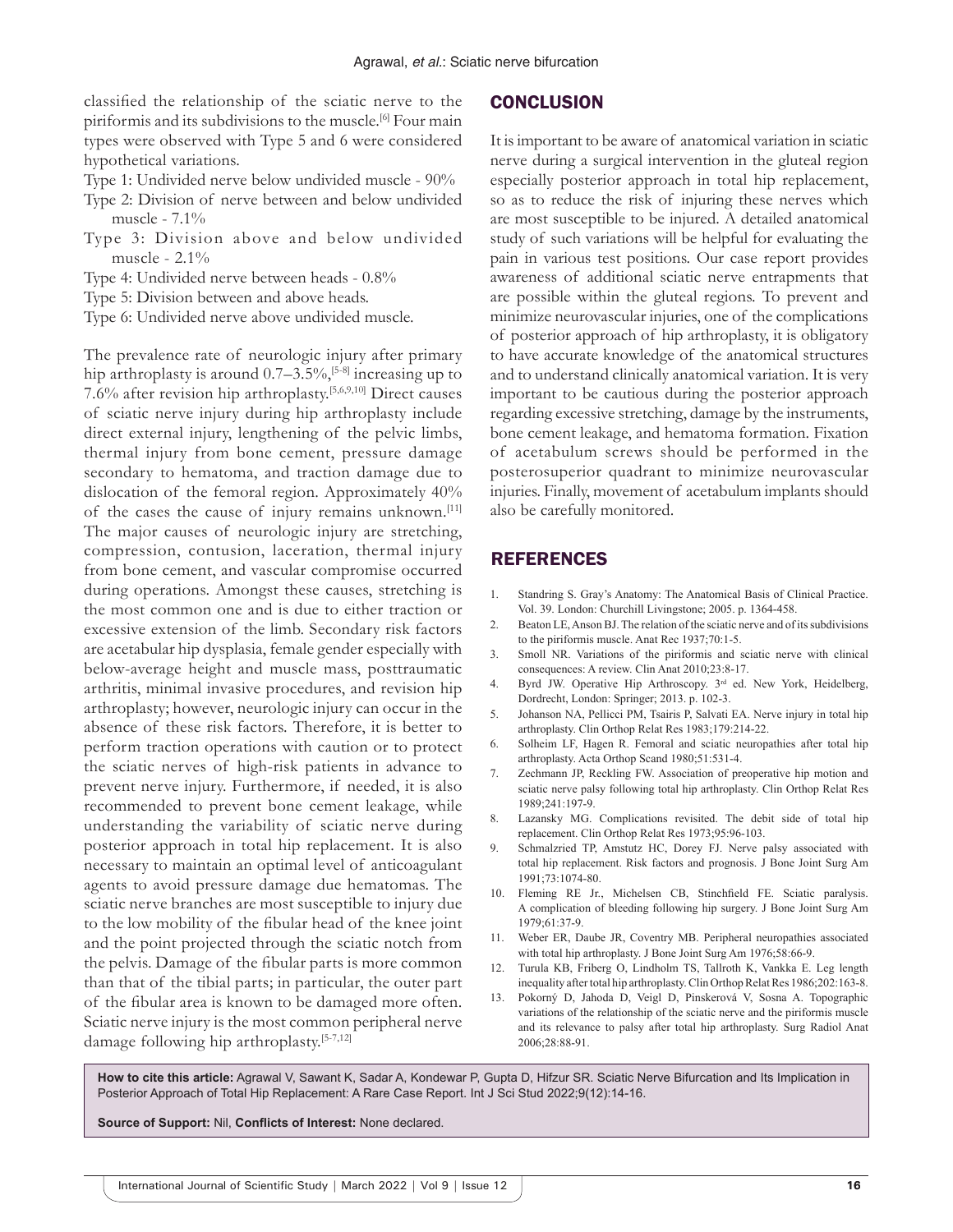classified the relationship of the sciatic nerve to the piriformis and its subdivisions to the muscle.[6] Four main types were observed with Type 5 and 6 were considered hypothetical variations.

Type 1: Undivided nerve below undivided muscle - 90%

Type 2: Division of nerve between and below undivided muscle - 7.1%

Type 3: Division above and below undivided muscle - 2.1%

Type 4: Undivided nerve between heads - 0.8%

Type 5: Division between and above heads.

Type 6: Undivided nerve above undivided muscle.

The prevalence rate of neurologic injury after primary hip arthroplasty is around 0.7–3.5%,[5-8] increasing up to 7.6% after revision hip arthroplasty.[5,6,9,10] Direct causes of sciatic nerve injury during hip arthroplasty include direct external injury, lengthening of the pelvic limbs, thermal injury from bone cement, pressure damage secondary to hematoma, and traction damage due to dislocation of the femoral region. Approximately 40% of the cases the cause of injury remains unknown.[11] The major causes of neurologic injury are stretching, compression, contusion, laceration, thermal injury from bone cement, and vascular compromise occurred during operations. Amongst these causes, stretching is the most common one and is due to either traction or excessive extension of the limb. Secondary risk factors are acetabular hip dysplasia, female gender especially with below-average height and muscle mass, posttraumatic arthritis, minimal invasive procedures, and revision hip arthroplasty; however, neurologic injury can occur in the absence of these risk factors. Therefore, it is better to perform traction operations with caution or to protect the sciatic nerves of high-risk patients in advance to prevent nerve injury. Furthermore, if needed, it is also recommended to prevent bone cement leakage, while understanding the variability of sciatic nerve during posterior approach in total hip replacement. It is also necessary to maintain an optimal level of anticoagulant agents to avoid pressure damage due hematomas. The sciatic nerve branches are most susceptible to injury due to the low mobility of the fibular head of the knee joint and the point projected through the sciatic notch from the pelvis. Damage of the fibular parts is more common than that of the tibial parts; in particular, the outer part of the fibular area is known to be damaged more often. Sciatic nerve injury is the most common peripheral nerve damage following hip arthroplasty.[5-7,12]

## CONCLUSION

It is important to be aware of anatomical variation in sciatic nerve during a surgical intervention in the gluteal region especially posterior approach in total hip replacement, so as to reduce the risk of injuring these nerves which are most susceptible to be injured. A detailed anatomical study of such variations will be helpful for evaluating the pain in various test positions. Our case report provides awareness of additional sciatic nerve entrapments that are possible within the gluteal regions. To prevent and minimize neurovascular injuries, one of the complications of posterior approach of hip arthroplasty, it is obligatory to have accurate knowledge of the anatomical structures and to understand clinically anatomical variation. It is very important to be cautious during the posterior approach regarding excessive stretching, damage by the instruments, bone cement leakage, and hematoma formation. Fixation of acetabulum screws should be performed in the posterosuperior quadrant to minimize neurovascular injuries. Finally, movement of acetabulum implants should also be carefully monitored.

## REFERENCES

1. Standring S. Gray's Anatomy: The Anatomical Basis of Clinical Practice. Vol. 39. London: Churchill Livingstone; 2005. p. 1364-458.
2. Beaton LE, Anson BJ. The relation of the sciatic nerve and of its subdivisions to the piriformis muscle. Anat Rec 1937;70:1-5.
3. Smoll NR. Variations of the piriformis and sciatic nerve with clinical consequences: A review. Clin Anat 2010;23:8-17.
4. Byrd JW. Operative Hip Arthroscopy. 3rd ed. New York, Heidelberg, Dordrecht, London: Springer; 2013. p. 102-3.
5. Johanson NA, Pellicci PM, Tsairis P, Salvati EA. Nerve injury in total hip arthroplasty. Clin Orthop Relat Res 1983;179:214-22.
6. Solheim LF, Hagen R. Femoral and sciatic neuropathies after total hip arthroplasty. Acta Orthop Scand 1980;51:531-4.
7. Zechmann JP, Reckling FW. Association of preoperative hip motion and sciatic nerve palsy following total hip arthroplasty. Clin Orthop Relat Res 1989;241:197-9.
8. Lazansky MG. Complications revisited. The debit side of total hip replacement. Clin Orthop Relat Res 1973;95:96-103.
9. Schmalzried TP, Amstutz HC, Dorey FJ. Nerve palsy associated with total hip replacement. Risk factors and prognosis. J Bone Joint Surg Am 1991;73:1074-80.
10. Fleming RE Jr., Michelsen CB, Stinchfield FE. Sciatic paralysis. A complication of bleeding following hip surgery. J Bone Joint Surg Am 1979;61:37-9.
11. Weber ER, Daube JR, Coventry MB. Peripheral neuropathies associated with total hip arthroplasty. J Bone Joint Surg Am 1976;58:66-9.
12. Turula KB, Friberg O, Lindholm TS, Tallroth K, Vankka E. Leg length inequality after total hip arthroplasty. Clin Orthop Relat Res 1986;202:163-8.
13. Pokorný D, Jahoda D, Veigl D, Pinskerová V, Sosna A. Topographic variations of the relationship of the sciatic nerve and the piriformis muscle and its relevance to palsy after total hip arthroplasty. Surg Radiol Anat 2006;28:88-91.

**How to cite this article:** Agrawal V, Sawant K, Sadar A, Kondewar P, Gupta D, Hifzur SR. Sciatic Nerve Bifurcation and Its Implication in Posterior Approach of Total Hip Replacement: A Rare Case Report. Int J Sci Stud 2022;9(12):14-16.

**Source of Support:** Nil, **Conflicts of Interest:** None declared.